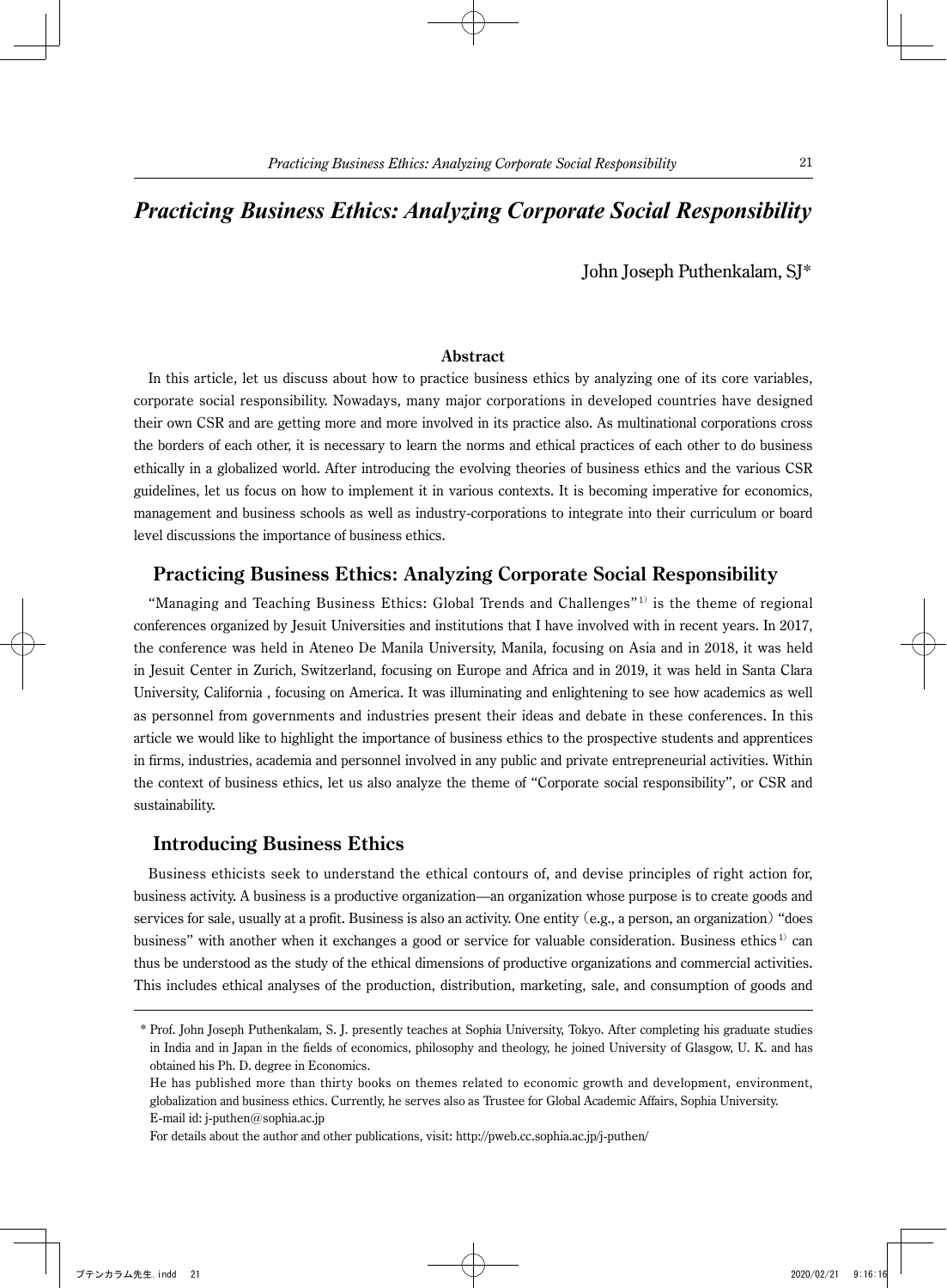# *Practicing Business Ethics: Analyzing Corporate Social Responsibility*

John Joseph Puthenkalam, SJ*

### Abstract

In this article, let us discuss about how to practice business ethics by analyzing one of its core variables, corporate social responsibility. Nowadays, many major corporations in developed countries have designed their own CSR and are getting more and more involved in its practice also. As multinational corporations cross the borders of each other, it is necessary to learn the norms and ethical practices of each other to do business ethically in a globalized world. After introducing the evolving theories of business ethics and the various CSR guidelines, let us focus on how to implement it in various contexts. It is becoming imperative for economics, management and business schools as well as industry-corporations to integrate into their curriculum or board level discussions the importance of business ethics.

## Practicing Business Ethics: Analyzing Corporate Social Responsibility

"Managing and Teaching Business Ethics: Global Trends and Challenges"[1] is the theme of regional conferences organized by Jesuit Universities and institutions that I have involved with in recent years. In 2017, the conference was held in Ateneo De Manila University, Manila, focusing on Asia and in 2018, it was held in Jesuit Center in Zurich, Switzerland, focusing on Europe and Africa and in 2019, it was held in Santa Clara University, California , focusing on America. It was illuminating and enlightening to see how academics as well as personnel from governments and industries present their ideas and debate in these conferences. In this article we would like to highlight the importance of business ethics to the prospective students and apprentices in firms, industries, academia and personnel involved in any public and private entrepreneurial activities. Within the context of business ethics, let us also analyze the theme of "Corporate social responsibility", or CSR and sustainability.

## Introducing Business Ethics

Business ethicists seek to understand the ethical contours of, and devise principles of right action for, business activity. A business is a productive organization—an organization whose purpose is to create goods and services for sale, usually at a profit. Business is also an activity. One entity (e.g., a person, an organization) "does business" with another when it exchanges a good or service for valuable consideration. Business ethics[1] can thus be understood as the study of the ethical dimensions of productive organizations and commercial activities. This includes ethical analyses of the production, distribution, marketing, sale, and consumption of goods and

---

\* Prof. John Joseph Puthenkalam, S. J. presently teaches at Sophia University, Tokyo. After completing his graduate studies in India and in Japan in the fields of economics, philosophy and theology, he joined University of Glasgow, U. K. and has obtained his Ph. D. degree in Economics.

He has published more than thirty books on themes related to economic growth and development, environment, globalization and business ethics. Currently, he serves also as Trustee for Global Academic Affairs, Sophia University.

E-mail id: j-puthen@sophia.ac.jp

For details about the author and other publications, visit: http://pweb.cc.sophia.ac.jp/j-puthen/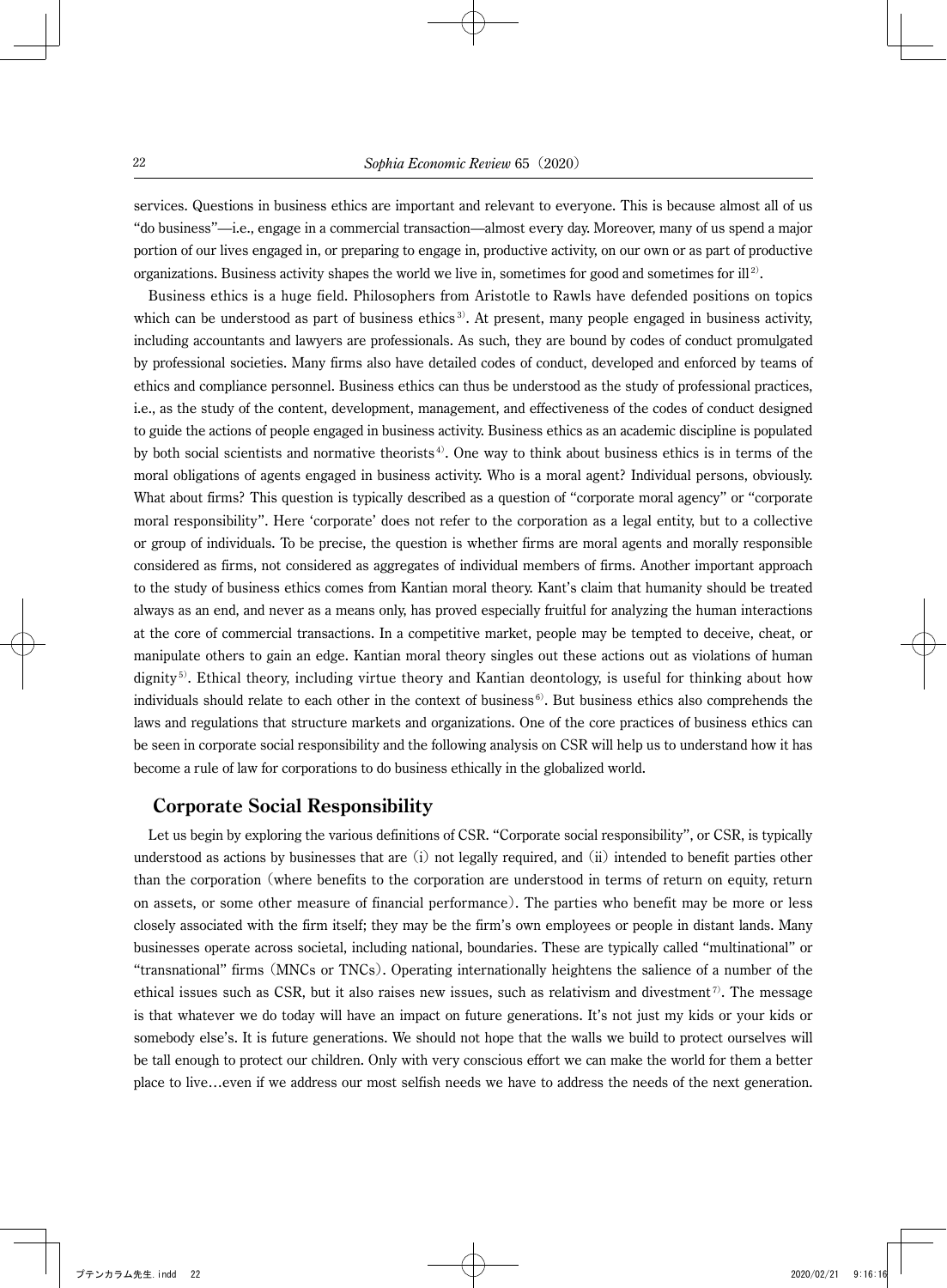services. Questions in business ethics are important and relevant to everyone. This is because almost all of us "do business"—i.e., engage in a commercial transaction—almost every day. Moreover, many of us spend a major portion of our lives engaged in, or preparing to engage in, productive activity, on our own or as part of productive organizations. Business activity shapes the world we live in, sometimes for good and sometimes for ill[2].

Business ethics is a huge field. Philosophers from Aristotle to Rawls have defended positions on topics which can be understood as part of business ethics[3]. At present, many people engaged in business activity, including accountants and lawyers are professionals. As such, they are bound by codes of conduct promulgated by professional societies. Many firms also have detailed codes of conduct, developed and enforced by teams of ethics and compliance personnel. Business ethics can thus be understood as the study of professional practices, i.e., as the study of the content, development, management, and effectiveness of the codes of conduct designed to guide the actions of people engaged in business activity. Business ethics as an academic discipline is populated by both social scientists and normative theorists[4]. One way to think about business ethics is in terms of the moral obligations of agents engaged in business activity. Who is a moral agent? Individual persons, obviously. What about firms? This question is typically described as a question of "corporate moral agency" or "corporate moral responsibility". Here 'corporate' does not refer to the corporation as a legal entity, but to a collective or group of individuals. To be precise, the question is whether firms are moral agents and morally responsible considered as firms, not considered as aggregates of individual members of firms. Another important approach to the study of business ethics comes from Kantian moral theory. Kant's claim that humanity should be treated always as an end, and never as a means only, has proved especially fruitful for analyzing the human interactions at the core of commercial transactions. In a competitive market, people may be tempted to deceive, cheat, or manipulate others to gain an edge. Kantian moral theory singles out these actions out as violations of human dignity[5]. Ethical theory, including virtue theory and Kantian deontology, is useful for thinking about how individuals should relate to each other in the context of business[6]. But business ethics also comprehends the laws and regulations that structure markets and organizations. One of the core practices of business ethics can be seen in corporate social responsibility and the following analysis on CSR will help us to understand how it has become a rule of law for corporations to do business ethically in the globalized world.

## Corporate Social Responsibility

Let us begin by exploring the various definitions of CSR. "Corporate social responsibility", or CSR, is typically understood as actions by businesses that are (i) not legally required, and (ii) intended to benefit parties other than the corporation (where benefits to the corporation are understood in terms of return on equity, return on assets, or some other measure of financial performance). The parties who benefit may be more or less closely associated with the firm itself; they may be the firm's own employees or people in distant lands. Many businesses operate across societal, including national, boundaries. These are typically called "multinational" or "transnational" firms (MNCs or TNCs). Operating internationally heightens the salience of a number of the ethical issues such as CSR, but it also raises new issues, such as relativism and divestment[7]. The message is that whatever we do today will have an impact on future generations. It's not just my kids or your kids or somebody else's. It is future generations. We should not hope that the walls we build to protect ourselves will be tall enough to protect our children. Only with very conscious effort we can make the world for them a better place to live…even if we address our most selfish needs we have to address the needs of the next generation.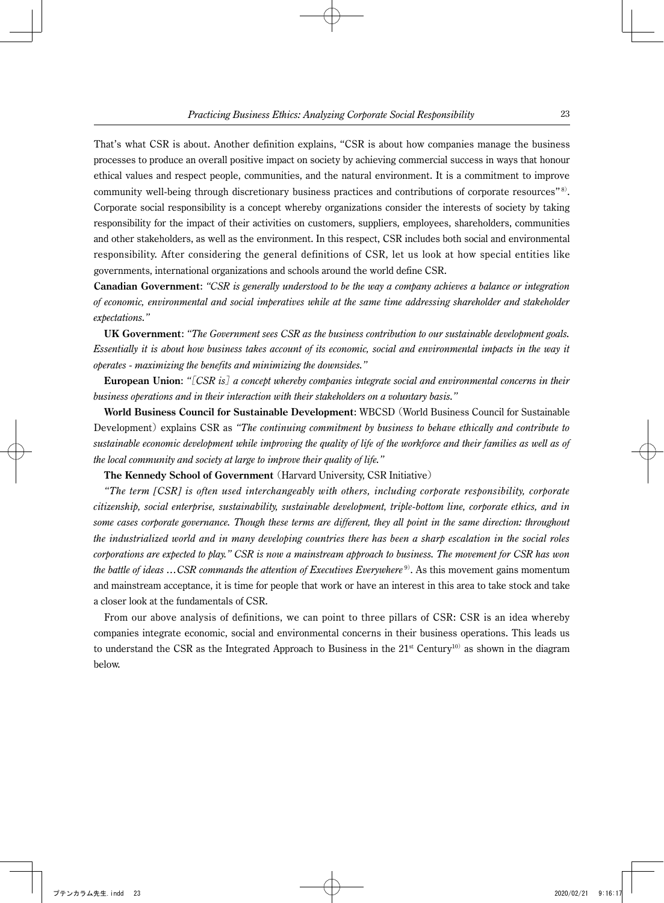That's what CSR is about. Another definition explains, "CSR is about how companies manage the business processes to produce an overall positive impact on society by achieving commercial success in ways that honour ethical values and respect people, communities, and the natural environment. It is a commitment to improve community well-being through discretionary business practices and contributions of corporate resources"[8]. Corporate social responsibility is a concept whereby organizations consider the interests of society by taking responsibility for the impact of their activities on customers, suppliers, employees, shareholders, communities and other stakeholders, as well as the environment. In this respect, CSR includes both social and environmental responsibility. After considering the general definitions of CSR, let us look at how special entities like governments, international organizations and schools around the world define CSR.

**Canadian Government**: *"CSR is generally understood to be the way a company achieves a balance or integration of economic, environmental and social imperatives while at the same time addressing shareholder and stakeholder expectations."*

**UK Government**: *"The Government sees CSR as the business contribution to our sustainable development goals. Essentially it is about how business takes account of its economic, social and environmental impacts in the way it operates - maximizing the benefits and minimizing the downsides."*

**European Union**: *"[CSR is] a concept whereby companies integrate social and environmental concerns in their business operations and in their interaction with their stakeholders on a voluntary basis."*

**World Business Council for Sustainable Development**: WBCSD (World Business Council for Sustainable Development) explains CSR as *"The continuing commitment by business to behave ethically and contribute to sustainable economic development while improving the quality of life of the workforce and their families as well as of the local community and society at large to improve their quality of life."*

**The Kennedy School of Government** (Harvard University, CSR Initiative)

*"The term [CSR] is often used interchangeably with others, including corporate responsibility, corporate citizenship, social enterprise, sustainability, sustainable development, triple-bottom line, corporate ethics, and in some cases corporate governance. Though these terms are different, they all point in the same direction: throughout the industrialized world and in many developing countries there has been a sharp escalation in the social roles corporations are expected to play." CSR is now a mainstream approach to business. The movement for CSR has won the battle of ideas …CSR commands the attention of Executives Everywhere*[9]. As this movement gains momentum and mainstream acceptance, it is time for people that work or have an interest in this area to take stock and take a closer look at the fundamentals of CSR.

From our above analysis of definitions, we can point to three pillars of CSR: CSR is an idea whereby companies integrate economic, social and environmental concerns in their business operations. This leads us to understand the CSR as the Integrated Approach to Business in the 21st Century[10] as shown in the diagram below.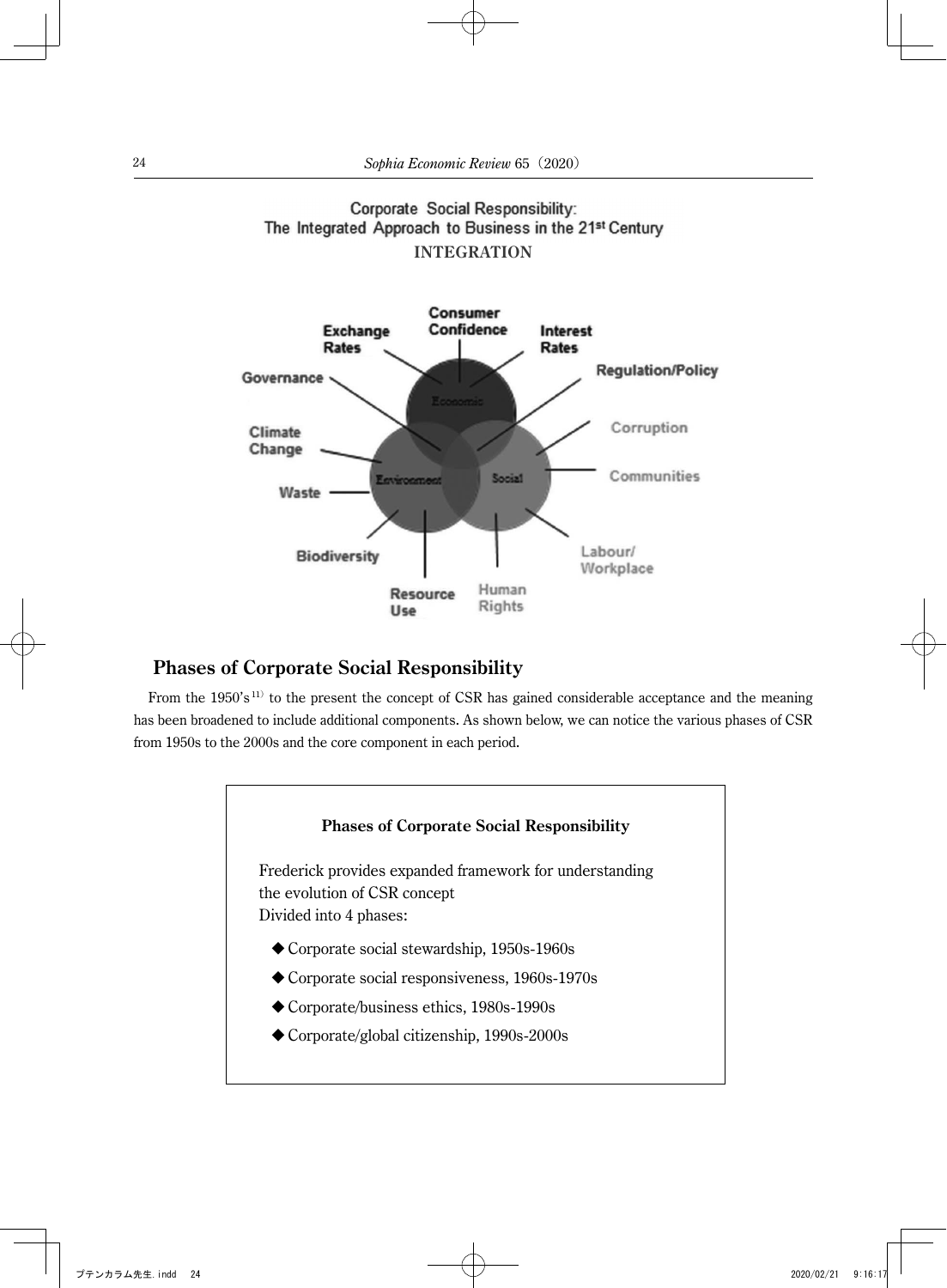Corporate Social Responsibility:
The Integrated Approach to Business in the 21st Century

**INTEGRATION**

Exchange Rates — Consumer Confidence — Interest Rates — Regulation/Policy — Governance — Economic — Climate Change — Corruption — Environment — Social — Communities — Waste — Biodiversity — Labour/Workplace — Resource Use — Human Rights

## Phases of Corporate Social Responsibility

From the 1950's[11] to the present the concept of CSR has gained considerable acceptance and the meaning has been broadened to include additional components. As shown below, we can notice the various phases of CSR from 1950s to the 2000s and the core component in each period.

**Phases of Corporate Social Responsibility**

Frederick provides expanded framework for understanding the evolution of CSR concept
Divided into 4 phases:

- ◆Corporate social stewardship, 1950s-1960s
- ◆Corporate social responsiveness, 1960s-1970s
- ◆Corporate/business ethics, 1980s-1990s
- ◆Corporate/global citizenship, 1990s-2000s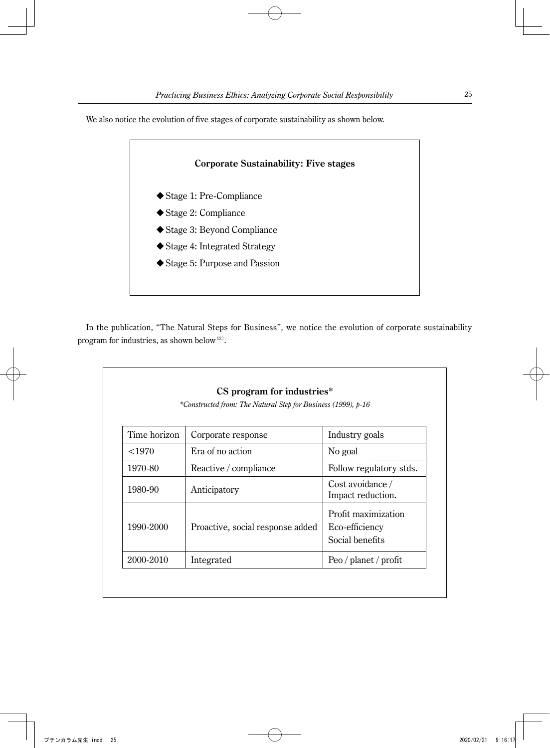We also notice the evolution of five stages of corporate sustainability as shown below.

**Corporate Sustainability: Five stages**

- ◆Stage 1: Pre-Compliance
- ◆Stage 2: Compliance
- ◆Stage 3: Beyond Compliance
- ◆Stage 4: Integrated Strategy
- ◆Stage 5: Purpose and Passion

In the publication, "The Natural Steps for Business", we notice the evolution of corporate sustainability program for industries, as shown below[12].

**CS program for industries***

*\*Constructed from: The Natural Step for Business (1999), p-16*

| Time horizon | Corporate response | Industry goals |
|---|---|---|
| <1970 | Era of no action | No goal |
| 1970-80 | Reactive / compliance | Follow regulatory stds. |
| 1980-90 | Anticipatory | Cost avoidance / Impact reduction. |
| 1990-2000 | Proactive, social response added | Profit maximization<br>Eco-efficiency<br>Social benefits |
| 2000-2010 | Integrated | Peo / planet / profit |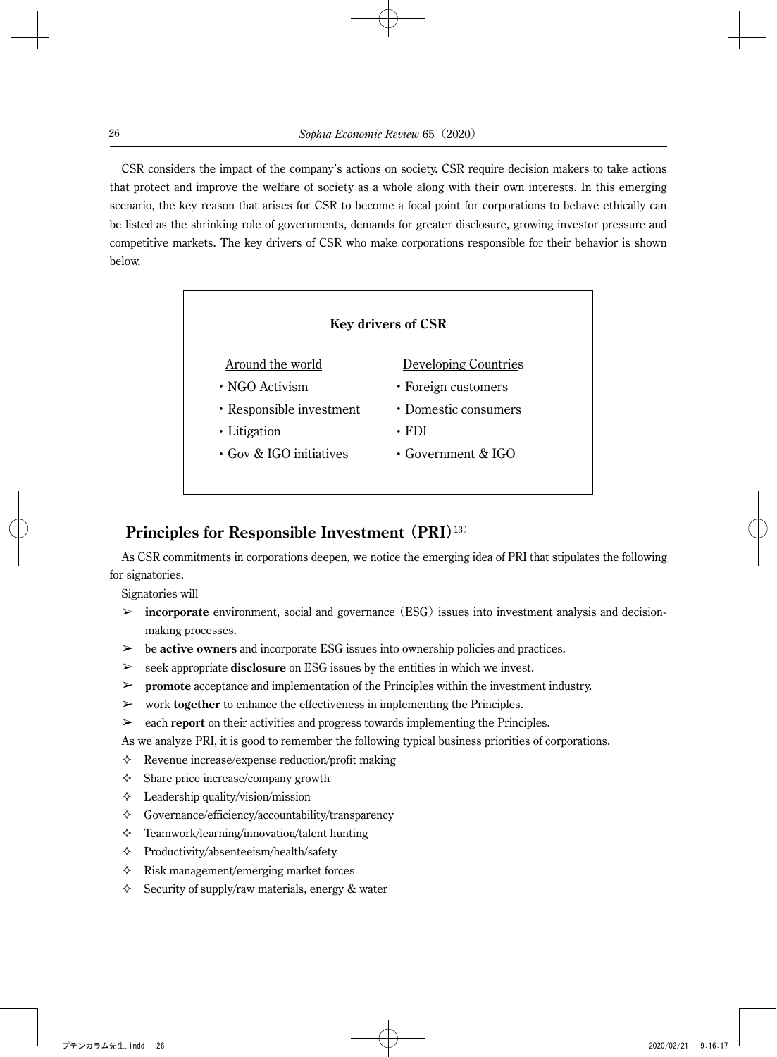CSR considers the impact of the company's actions on society. CSR require decision makers to take actions that protect and improve the welfare of society as a whole along with their own interests. In this emerging scenario, the key reason that arises for CSR to become a focal point for corporations to behave ethically can be listed as the shrinking role of governments, demands for greater disclosure, growing investor pressure and competitive markets. The key drivers of CSR who make corporations responsible for their behavior is shown below.

**Key drivers of CSR**

| Around the world | Developing Countries |
| --- | --- |
| ・NGO Activism | ・Foreign customers |
| ・Responsible investment | ・Domestic consumers |
| ・Litigation | ・FDI |
| ・Gov & IGO initiatives | ・Government & IGO |

## Principles for Responsible Investment（PRI）[13]

As CSR commitments in corporations deepen, we notice the emerging idea of PRI that stipulates the following for signatories.

Signatories will

- **incorporate** environment, social and governance（ESG）issues into investment analysis and decision-making processes.
- be **active owners** and incorporate ESG issues into ownership policies and practices.
- seek appropriate **disclosure** on ESG issues by the entities in which we invest.
- **promote** acceptance and implementation of the Principles within the investment industry.
- work **together** to enhance the effectiveness in implementing the Principles.
- each **report** on their activities and progress towards implementing the Principles.

As we analyze PRI, it is good to remember the following typical business priorities of corporations.

- Revenue increase/expense reduction/profit making
- Share price increase/company growth
- Leadership quality/vision/mission
- Governance/efficiency/accountability/transparency
- Teamwork/learning/innovation/talent hunting
- Productivity/absenteeism/health/safety
- Risk management/emerging market forces
- Security of supply/raw materials, energy & water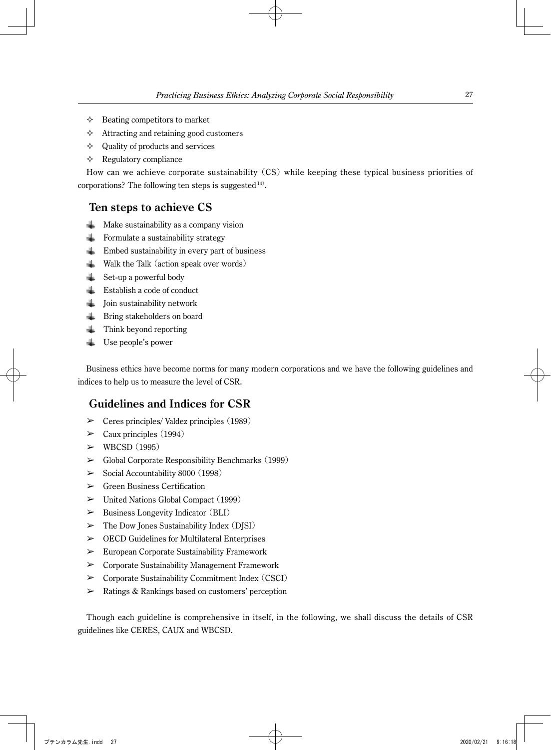- Beating competitors to market
- Attracting and retaining good customers
- Quality of products and services
- Regulatory compliance

How can we achieve corporate sustainability (CS) while keeping these typical business priorities of corporations? The following ten steps is suggested[14].

## Ten steps to achieve CS

- Make sustainability as a company vision
- Formulate a sustainability strategy
- Embed sustainability in every part of business
- Walk the Talk (action speak over words)
- Set-up a powerful body
- Establish a code of conduct
- Join sustainability network
- Bring stakeholders on board
- Think beyond reporting
- Use people's power

Business ethics have become norms for many modern corporations and we have the following guidelines and indices to help us to measure the level of CSR.

## Guidelines and Indices for CSR

- Ceres principles/ Valdez principles (1989)
- Caux principles (1994)
- WBCSD (1995)
- Global Corporate Responsibility Benchmarks (1999)
- Social Accountability 8000 (1998)
- Green Business Certification
- United Nations Global Compact (1999)
- Business Longevity Indicator (BLI)
- The Dow Jones Sustainability Index (DJSI)
- OECD Guidelines for Multilateral Enterprises
- European Corporate Sustainability Framework
- Corporate Sustainability Management Framework
- Corporate Sustainability Commitment Index (CSCI)
- Ratings & Rankings based on customers' perception

Though each guideline is comprehensive in itself, in the following, we shall discuss the details of CSR guidelines like CERES, CAUX and WBCSD.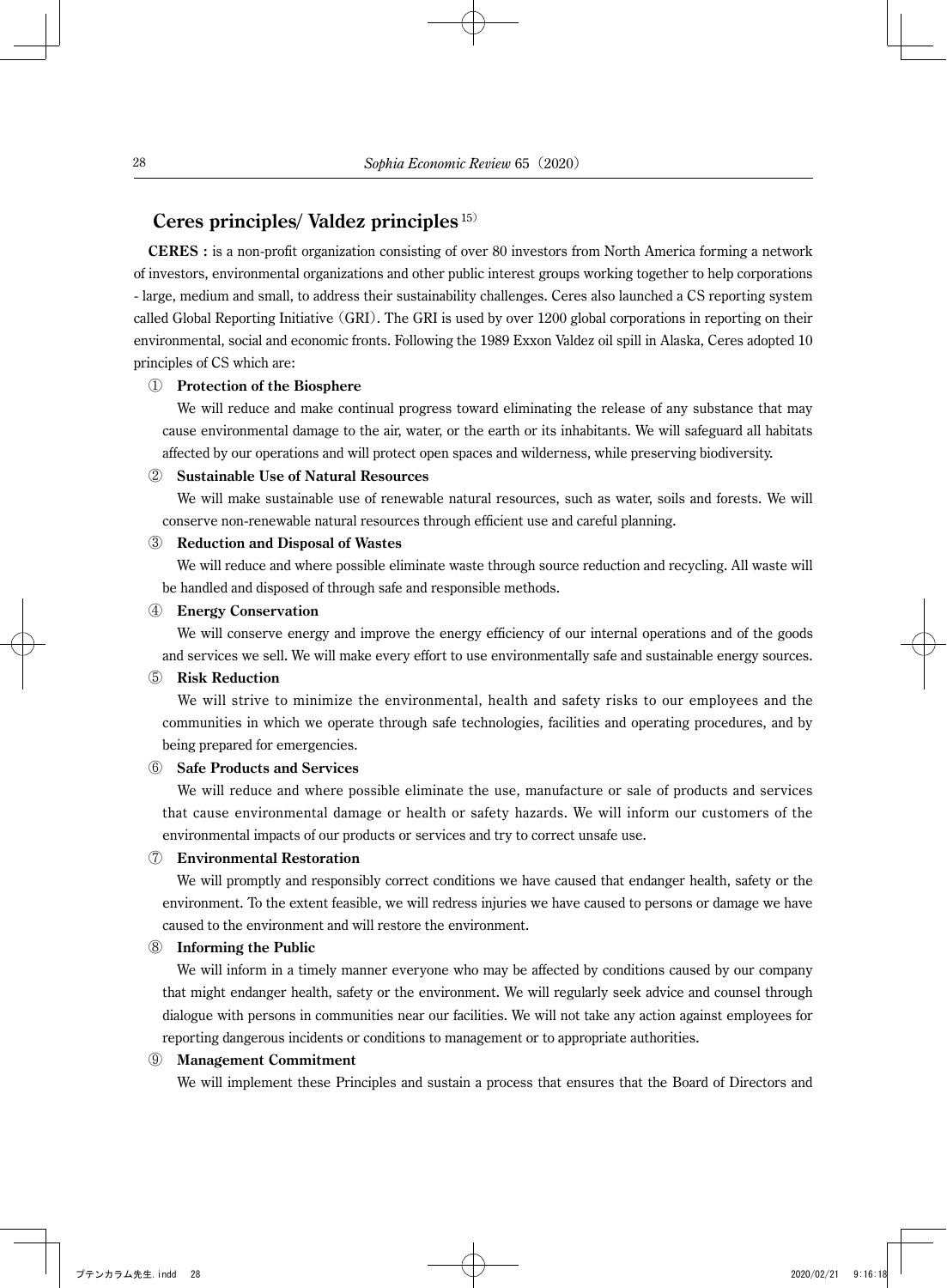## Ceres principles/ Valdez principles[15)]

**CERES :** is a non-profit organization consisting of over 80 investors from North America forming a network of investors, environmental organizations and other public interest groups working together to help corporations - large, medium and small, to address their sustainability challenges. Ceres also launched a CS reporting system called Global Reporting Initiative（GRI）. The GRI is used by over 1200 global corporations in reporting on their environmental, social and economic fronts. Following the 1989 Exxon Valdez oil spill in Alaska, Ceres adopted 10 principles of CS which are:

① **Protection of the Biosphere**

We will reduce and make continual progress toward eliminating the release of any substance that may cause environmental damage to the air, water, or the earth or its inhabitants. We will safeguard all habitats affected by our operations and will protect open spaces and wilderness, while preserving biodiversity.

② **Sustainable Use of Natural Resources**

We will make sustainable use of renewable natural resources, such as water, soils and forests. We will conserve non-renewable natural resources through efficient use and careful planning.

③ **Reduction and Disposal of Wastes**

We will reduce and where possible eliminate waste through source reduction and recycling. All waste will be handled and disposed of through safe and responsible methods.

④ **Energy Conservation**

We will conserve energy and improve the energy efficiency of our internal operations and of the goods and services we sell. We will make every effort to use environmentally safe and sustainable energy sources.

⑤ **Risk Reduction**

We will strive to minimize the environmental, health and safety risks to our employees and the communities in which we operate through safe technologies, facilities and operating procedures, and by being prepared for emergencies.

⑥ **Safe Products and Services**

We will reduce and where possible eliminate the use, manufacture or sale of products and services that cause environmental damage or health or safety hazards. We will inform our customers of the environmental impacts of our products or services and try to correct unsafe use.

⑦ **Environmental Restoration**

We will promptly and responsibly correct conditions we have caused that endanger health, safety or the environment. To the extent feasible, we will redress injuries we have caused to persons or damage we have caused to the environment and will restore the environment.

⑧ **Informing the Public**

We will inform in a timely manner everyone who may be affected by conditions caused by our company that might endanger health, safety or the environment. We will regularly seek advice and counsel through dialogue with persons in communities near our facilities. We will not take any action against employees for reporting dangerous incidents or conditions to management or to appropriate authorities.

⑨ **Management Commitment**

We will implement these Principles and sustain a process that ensures that the Board of Directors and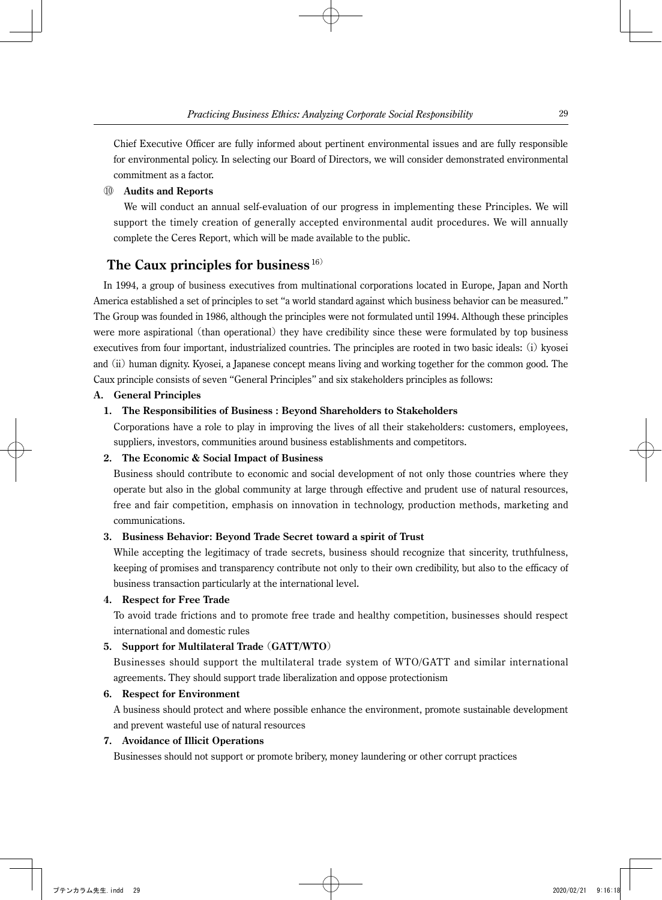Chief Executive Officer are fully informed about pertinent environmental issues and are fully responsible for environmental policy. In selecting our Board of Directors, we will consider demonstrated environmental commitment as a factor.

⑩ **Audits and Reports**

We will conduct an annual self-evaluation of our progress in implementing these Principles. We will support the timely creation of generally accepted environmental audit procedures. We will annually complete the Ceres Report, which will be made available to the public.

## The Caux principles for business [16]

In 1994, a group of business executives from multinational corporations located in Europe, Japan and North America established a set of principles to set "a world standard against which business behavior can be measured." The Group was founded in 1986, although the principles were not formulated until 1994. Although these principles were more aspirational (than operational) they have credibility since these were formulated by top business executives from four important, industrialized countries. The principles are rooted in two basic ideals: (i) kyosei and (ii) human dignity. Kyosei, a Japanese concept means living and working together for the common good. The Caux principle consists of seven "General Principles" and six stakeholders principles as follows:

**A. General Principles**

**1. The Responsibilities of Business : Beyond Shareholders to Stakeholders**

Corporations have a role to play in improving the lives of all their stakeholders: customers, employees, suppliers, investors, communities around business establishments and competitors.

**2. The Economic & Social Impact of Business**

Business should contribute to economic and social development of not only those countries where they operate but also in the global community at large through effective and prudent use of natural resources, free and fair competition, emphasis on innovation in technology, production methods, marketing and communications.

**3. Business Behavior: Beyond Trade Secret toward a spirit of Trust**

While accepting the legitimacy of trade secrets, business should recognize that sincerity, truthfulness, keeping of promises and transparency contribute not only to their own credibility, but also to the efficacy of business transaction particularly at the international level.

**4. Respect for Free Trade**

To avoid trade frictions and to promote free trade and healthy competition, businesses should respect international and domestic rules

**5. Support for Multilateral Trade (GATT/WTO)**

Businesses should support the multilateral trade system of WTO/GATT and similar international agreements. They should support trade liberalization and oppose protectionism

**6. Respect for Environment**

A business should protect and where possible enhance the environment, promote sustainable development and prevent wasteful use of natural resources

**7. Avoidance of Illicit Operations**

Businesses should not support or promote bribery, money laundering or other corrupt practices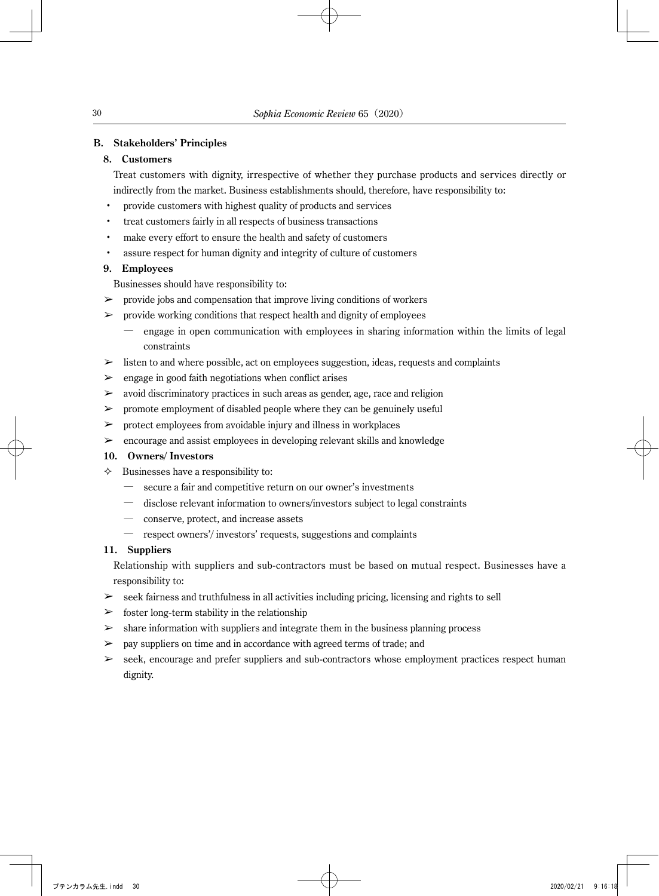## B. Stakeholders' Principles

### 8. Customers

Treat customers with dignity, irrespective of whether they purchase products and services directly or indirectly from the market. Business establishments should, therefore, have responsibility to:

- provide customers with highest quality of products and services
- treat customers fairly in all respects of business transactions
- make every effort to ensure the health and safety of customers
- assure respect for human dignity and integrity of culture of customers

### 9. Employees

Businesses should have responsibility to:

- ➢ provide jobs and compensation that improve living conditions of workers
- ➢ provide working conditions that respect health and dignity of employees
  - — engage in open communication with employees in sharing information within the limits of legal constraints
- ➢ listen to and where possible, act on employees suggestion, ideas, requests and complaints
- ➢ engage in good faith negotiations when conflict arises
- ➢ avoid discriminatory practices in such areas as gender, age, race and religion
- ➢ promote employment of disabled people where they can be genuinely useful
- ➢ protect employees from avoidable injury and illness in workplaces
- ➢ encourage and assist employees in developing relevant skills and knowledge

### 10. Owners/ Investors

- ✧ Businesses have a responsibility to:
  - — secure a fair and competitive return on our owner's investments
  - — disclose relevant information to owners/investors subject to legal constraints
  - — conserve, protect, and increase assets
  - — respect owners'/ investors' requests, suggestions and complaints

### 11. Suppliers

Relationship with suppliers and sub-contractors must be based on mutual respect. Businesses have a responsibility to:

- ➢ seek fairness and truthfulness in all activities including pricing, licensing and rights to sell
- ➢ foster long-term stability in the relationship
- ➢ share information with suppliers and integrate them in the business planning process
- ➢ pay suppliers on time and in accordance with agreed terms of trade; and
- ➢ seek, encourage and prefer suppliers and sub-contractors whose employment practices respect human dignity.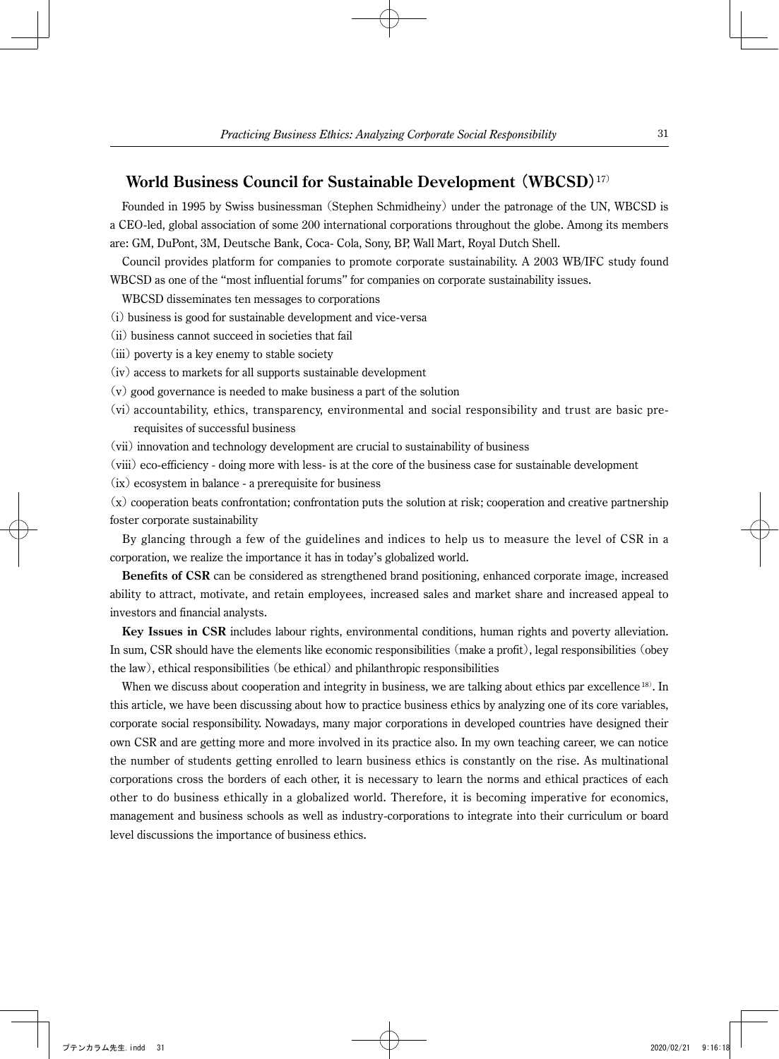## World Business Council for Sustainable Development (WBCSD)[17]

Founded in 1995 by Swiss businessman (Stephen Schmidheiny) under the patronage of the UN, WBCSD is a CEO-led, global association of some 200 international corporations throughout the globe. Among its members are: GM, DuPont, 3M, Deutsche Bank, Coca- Cola, Sony, BP, Wall Mart, Royal Dutch Shell.

Council provides platform for companies to promote corporate sustainability. A 2003 WB/IFC study found WBCSD as one of the "most influential forums" for companies on corporate sustainability issues.

WBCSD disseminates ten messages to corporations

(i) business is good for sustainable development and vice-versa
(ii) business cannot succeed in societies that fail
(iii) poverty is a key enemy to stable society
(iv) access to markets for all supports sustainable development
(v) good governance is needed to make business a part of the solution
(vi) accountability, ethics, transparency, environmental and social responsibility and trust are basic pre-requisites of successful business
(vii) innovation and technology development are crucial to sustainability of business
(viii) eco-efficiency - doing more with less- is at the core of the business case for sustainable development
(ix) ecosystem in balance - a prerequisite for business
(x) cooperation beats confrontation; confrontation puts the solution at risk; cooperation and creative partnership foster corporate sustainability

By glancing through a few of the guidelines and indices to help us to measure the level of CSR in a corporation, we realize the importance it has in today's globalized world.

**Benefits of CSR** can be considered as strengthened brand positioning, enhanced corporate image, increased ability to attract, motivate, and retain employees, increased sales and market share and increased appeal to investors and financial analysts.

**Key Issues in CSR** includes labour rights, environmental conditions, human rights and poverty alleviation. In sum, CSR should have the elements like economic responsibilities (make a profit), legal responsibilities (obey the law), ethical responsibilities (be ethical) and philanthropic responsibilities

When we discuss about cooperation and integrity in business, we are talking about ethics par excellence[18]. In this article, we have been discussing about how to practice business ethics by analyzing one of its core variables, corporate social responsibility. Nowadays, many major corporations in developed countries have designed their own CSR and are getting more and more involved in its practice also. In my own teaching career, we can notice the number of students getting enrolled to learn business ethics is constantly on the rise. As multinational corporations cross the borders of each other, it is necessary to learn the norms and ethical practices of each other to do business ethically in a globalized world. Therefore, it is becoming imperative for economics, management and business schools as well as industry-corporations to integrate into their curriculum or board level discussions the importance of business ethics.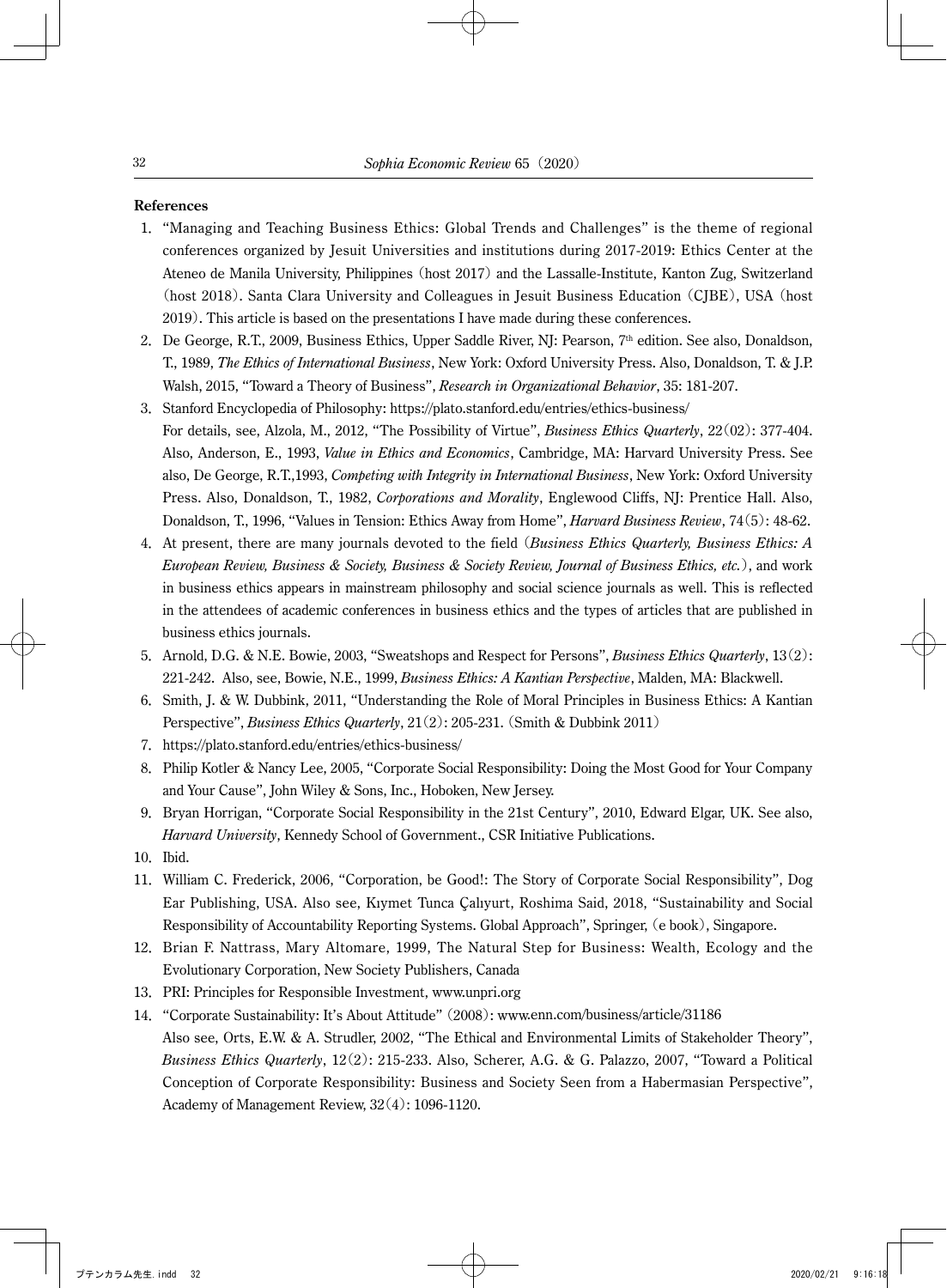**References**

1. "Managing and Teaching Business Ethics: Global Trends and Challenges" is the theme of regional conferences organized by Jesuit Universities and institutions during 2017-2019: Ethics Center at the Ateneo de Manila University, Philippines (host 2017) and the Lassalle-Institute, Kanton Zug, Switzerland (host 2018). Santa Clara University and Colleagues in Jesuit Business Education (CJBE), USA (host 2019). This article is based on the presentations I have made during these conferences.
2. De George, R.T., 2009, Business Ethics, Upper Saddle River, NJ: Pearson, 7th edition. See also, Donaldson, T., 1989, *The Ethics of International Business*, New York: Oxford University Press. Also, Donaldson, T. & J.P. Walsh, 2015, "Toward a Theory of Business", *Research in Organizational Behavior*, 35: 181-207.
3. Stanford Encyclopedia of Philosophy: https://plato.stanford.edu/entries/ethics-business/
   For details, see, Alzola, M., 2012, "The Possibility of Virtue", *Business Ethics Quarterly*, 22(02): 377-404. Also, Anderson, E., 1993, *Value in Ethics and Economics*, Cambridge, MA: Harvard University Press. See also, De George, R.T.,1993, *Competing with Integrity in International Business*, New York: Oxford University Press. Also, Donaldson, T., 1982, *Corporations and Morality*, Englewood Cliffs, NJ: Prentice Hall. Also, Donaldson, T., 1996, "Values in Tension: Ethics Away from Home", *Harvard Business Review*, 74(5): 48-62.
4. At present, there are many journals devoted to the field (*Business Ethics Quarterly, Business Ethics: A European Review, Business & Society, Business & Society Review, Journal of Business Ethics, etc.*), and work in business ethics appears in mainstream philosophy and social science journals as well. This is reflected in the attendees of academic conferences in business ethics and the types of articles that are published in business ethics journals.
5. Arnold, D.G. & N.E. Bowie, 2003, "Sweatshops and Respect for Persons", *Business Ethics Quarterly*, 13(2): 221-242. Also, see, Bowie, N.E., 1999, *Business Ethics: A Kantian Perspective*, Malden, MA: Blackwell.
6. Smith, J. & W. Dubbink, 2011, "Understanding the Role of Moral Principles in Business Ethics: A Kantian Perspective", *Business Ethics Quarterly*, 21(2): 205-231. (Smith & Dubbink 2011)
7. https://plato.stanford.edu/entries/ethics-business/
8. Philip Kotler & Nancy Lee, 2005, "Corporate Social Responsibility: Doing the Most Good for Your Company and Your Cause", John Wiley & Sons, Inc., Hoboken, New Jersey.
9. Bryan Horrigan, "Corporate Social Responsibility in the 21st Century", 2010, Edward Elgar, UK. See also, *Harvard University*, Kennedy School of Government., CSR Initiative Publications.
10. Ibid.
11. William C. Frederick, 2006, "Corporation, be Good!: The Story of Corporate Social Responsibility", Dog Ear Publishing, USA. Also see, Kıymet Tunca Çalıyurt, Roshima Said, 2018, "Sustainability and Social Responsibility of Accountability Reporting Systems. Global Approach", Springer, (e book), Singapore.
12. Brian F. Nattrass, Mary Altomare, 1999, The Natural Step for Business: Wealth, Ecology and the Evolutionary Corporation, New Society Publishers, Canada
13. PRI: Principles for Responsible Investment, www.unpri.org
14. "Corporate Sustainability: It's About Attitude" (2008): www.enn.com/business/article/31186
    Also see, Orts, E.W. & A. Strudler, 2002, "The Ethical and Environmental Limits of Stakeholder Theory", *Business Ethics Quarterly*, 12(2): 215-233. Also, Scherer, A.G. & G. Palazzo, 2007, "Toward a Political Conception of Corporate Responsibility: Business and Society Seen from a Habermasian Perspective", Academy of Management Review, 32(4): 1096-1120.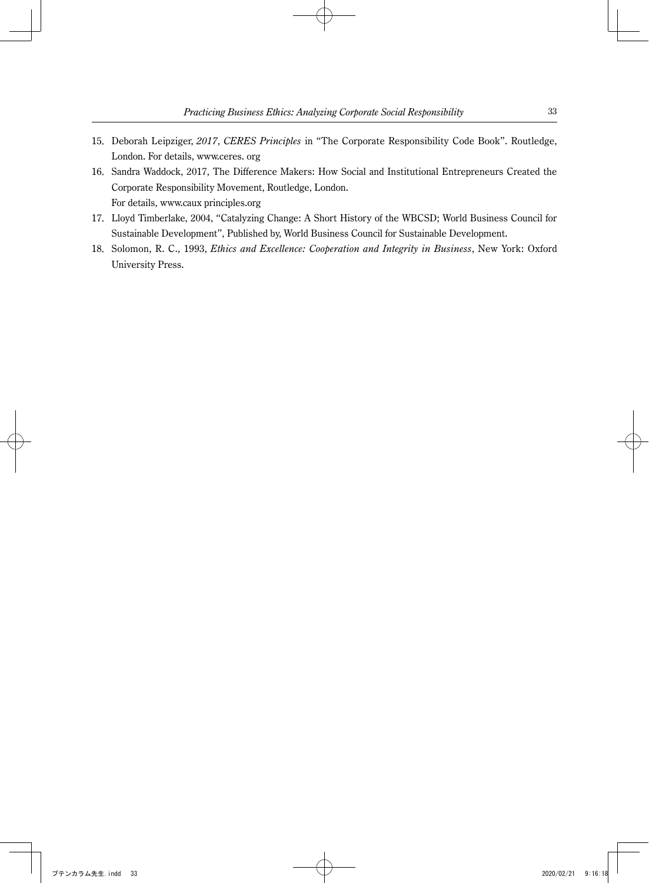15. Deborah Leipziger, *2017*, *CERES Principles* in "The Corporate Responsibility Code Book". Routledge, London. For details, www.ceres. org
16. Sandra Waddock, 2017, The Difference Makers: How Social and Institutional Entrepreneurs Created the Corporate Responsibility Movement, Routledge, London.
    For details, www.caux principles.org
17. Lloyd Timberlake, 2004, "Catalyzing Change: A Short History of the WBCSD; World Business Council for Sustainable Development", Published by, World Business Council for Sustainable Development.
18. Solomon, R. C., 1993, *Ethics and Excellence: Cooperation and Integrity in Business*, New York: Oxford University Press.